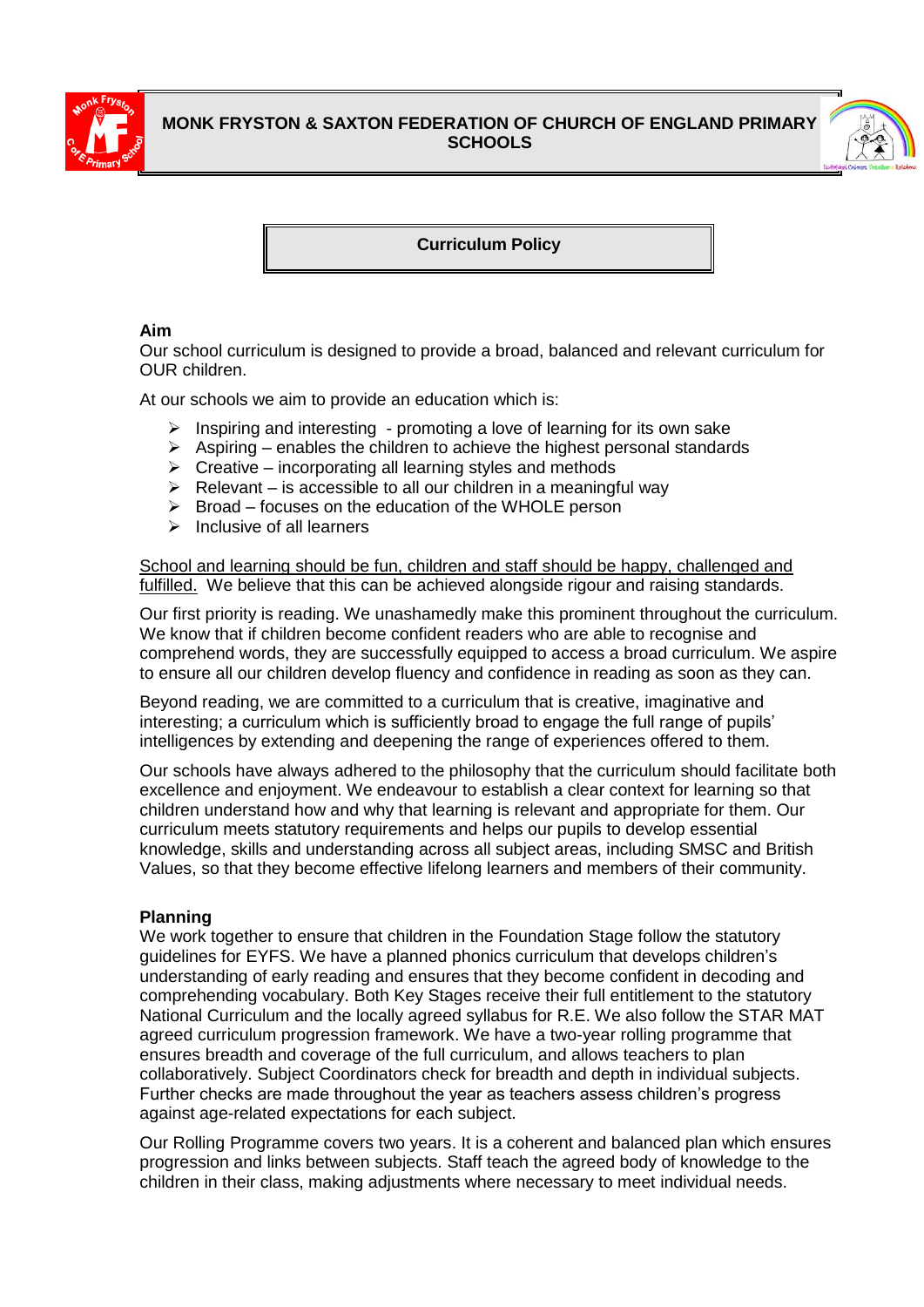# MONK FRYSTON & SAXTON FEDERATION OF CHURCH OF ENGLAND PRIMARY SCHOOLS

## Curriculum Policy

### Aim

Our school curriculum is designed to provide a broad, balanced and relevant curriculum for OUR children.

At our schools we aim to provide an education which is:

- Inspiring and interesting - promoting a love of learning for its own sake
- Aspiring – enables the children to achieve the highest personal standards
- Creative – incorporating all learning styles and methods
- Relevant – is accessible to all our children in a meaningful way
- Broad – focuses on the education of the WHOLE person
- Inclusive of all learners

<u>School and learning should be fun, children and staff should be happy, challenged and fulfilled.</u> We believe that this can be achieved alongside rigour and raising standards.

Our first priority is reading. We unashamedly make this prominent throughout the curriculum. We know that if children become confident readers who are able to recognise and comprehend words, they are successfully equipped to access a broad curriculum. We aspire to ensure all our children develop fluency and confidence in reading as soon as they can.

Beyond reading, we are committed to a curriculum that is creative, imaginative and interesting; a curriculum which is sufficiently broad to engage the full range of pupils' intelligences by extending and deepening the range of experiences offered to them.

Our schools have always adhered to the philosophy that the curriculum should facilitate both excellence and enjoyment. We endeavour to establish a clear context for learning so that children understand how and why that learning is relevant and appropriate for them. Our curriculum meets statutory requirements and helps our pupils to develop essential knowledge, skills and understanding across all subject areas, including SMSC and British Values, so that they become effective lifelong learners and members of their community.

### Planning

We work together to ensure that children in the Foundation Stage follow the statutory guidelines for EYFS. We have a planned phonics curriculum that develops children's understanding of early reading and ensures that they become confident in decoding and comprehending vocabulary. Both Key Stages receive their full entitlement to the statutory National Curriculum and the locally agreed syllabus for R.E. We also follow the STAR MAT agreed curriculum progression framework. We have a two-year rolling programme that ensures breadth and coverage of the full curriculum, and allows teachers to plan collaboratively. Subject Coordinators check for breadth and depth in individual subjects. Further checks are made throughout the year as teachers assess children's progress against age-related expectations for each subject.

Our Rolling Programme covers two years. It is a coherent and balanced plan which ensures progression and links between subjects. Staff teach the agreed body of knowledge to the children in their class, making adjustments where necessary to meet individual needs.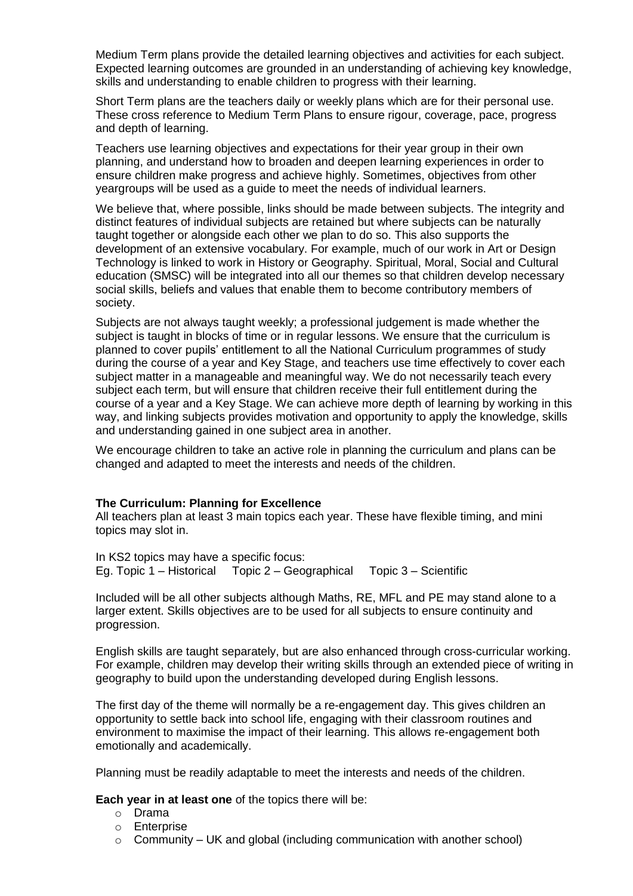Medium Term plans provide the detailed learning objectives and activities for each subject. Expected learning outcomes are grounded in an understanding of achieving key knowledge, skills and understanding to enable children to progress with their learning.

Short Term plans are the teachers daily or weekly plans which are for their personal use. These cross reference to Medium Term Plans to ensure rigour, coverage, pace, progress and depth of learning.

Teachers use learning objectives and expectations for their year group in their own planning, and understand how to broaden and deepen learning experiences in order to ensure children make progress and achieve highly. Sometimes, objectives from other yeargroups will be used as a guide to meet the needs of individual learners.

We believe that, where possible, links should be made between subjects. The integrity and distinct features of individual subjects are retained but where subjects can be naturally taught together or alongside each other we plan to do so. This also supports the development of an extensive vocabulary. For example, much of our work in Art or Design Technology is linked to work in History or Geography. Spiritual, Moral, Social and Cultural education (SMSC) will be integrated into all our themes so that children develop necessary social skills, beliefs and values that enable them to become contributory members of society.

Subjects are not always taught weekly; a professional judgement is made whether the subject is taught in blocks of time or in regular lessons. We ensure that the curriculum is planned to cover pupils' entitlement to all the National Curriculum programmes of study during the course of a year and Key Stage, and teachers use time effectively to cover each subject matter in a manageable and meaningful way. We do not necessarily teach every subject each term, but will ensure that children receive their full entitlement during the course of a year and a Key Stage. We can achieve more depth of learning by working in this way, and linking subjects provides motivation and opportunity to apply the knowledge, skills and understanding gained in one subject area in another.

We encourage children to take an active role in planning the curriculum and plans can be changed and adapted to meet the interests and needs of the children.

**The Curriculum: Planning for Excellence**

All teachers plan at least 3 main topics each year. These have flexible timing, and mini topics may slot in.

In KS2 topics may have a specific focus:
Eg. Topic 1 – Historical  Topic 2 – Geographical  Topic 3 – Scientific

Included will be all other subjects although Maths, RE, MFL and PE may stand alone to a larger extent. Skills objectives are to be used for all subjects to ensure continuity and progression.

English skills are taught separately, but are also enhanced through cross-curricular working. For example, children may develop their writing skills through an extended piece of writing in geography to build upon the understanding developed during English lessons.

The first day of the theme will normally be a re-engagement day. This gives children an opportunity to settle back into school life, engaging with their classroom routines and environment to maximise the impact of their learning. This allows re-engagement both emotionally and academically.

Planning must be readily adaptable to meet the interests and needs of the children.

**Each year in at least one** of the topics there will be:

- Drama
- Enterprise
- Community – UK and global (including communication with another school)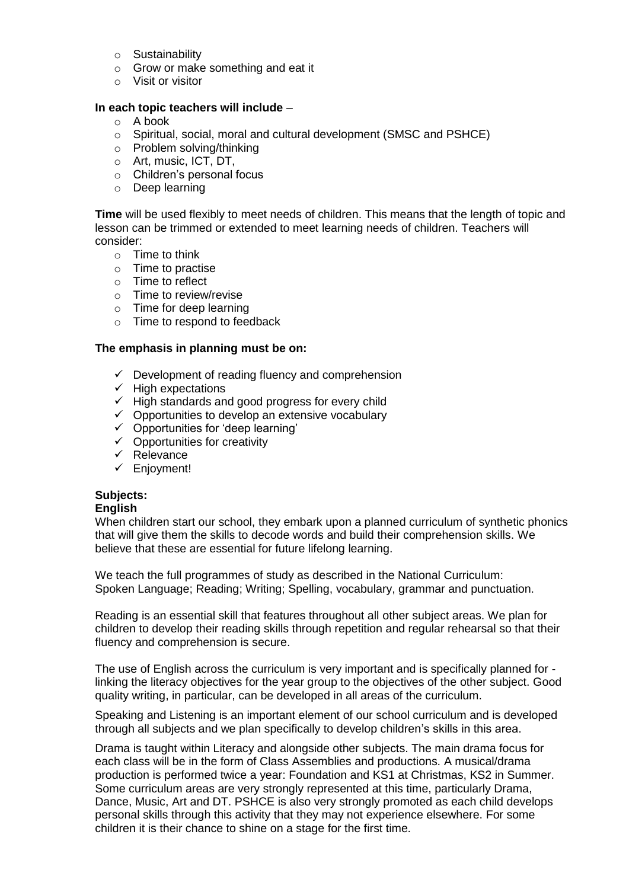- Sustainability
- Grow or make something and eat it
- Visit or visitor

**In each topic teachers will include** –

- A book
- Spiritual, social, moral and cultural development (SMSC and PSHCE)
- Problem solving/thinking
- Art, music, ICT, DT,
- Children's personal focus
- Deep learning

**Time** will be used flexibly to meet needs of children. This means that the length of topic and lesson can be trimmed or extended to meet learning needs of children. Teachers will consider:

- Time to think
- Time to practise
- Time to reflect
- Time to review/revise
- Time for deep learning
- Time to respond to feedback

**The emphasis in planning must be on:**

- ✓ Development of reading fluency and comprehension
- ✓ High expectations
- ✓ High standards and good progress for every child
- ✓ Opportunities to develop an extensive vocabulary
- ✓ Opportunities for 'deep learning'
- ✓ Opportunities for creativity
- ✓ Relevance
- ✓ Enjoyment!

**Subjects:**

**English**

When children start our school, they embark upon a planned curriculum of synthetic phonics that will give them the skills to decode words and build their comprehension skills. We believe that these are essential for future lifelong learning.

We teach the full programmes of study as described in the National Curriculum: Spoken Language; Reading; Writing; Spelling, vocabulary, grammar and punctuation.

Reading is an essential skill that features throughout all other subject areas. We plan for children to develop their reading skills through repetition and regular rehearsal so that their fluency and comprehension is secure.

The use of English across the curriculum is very important and is specifically planned for - linking the literacy objectives for the year group to the objectives of the other subject. Good quality writing, in particular, can be developed in all areas of the curriculum.

Speaking and Listening is an important element of our school curriculum and is developed through all subjects and we plan specifically to develop children's skills in this area.

Drama is taught within Literacy and alongside other subjects. The main drama focus for each class will be in the form of Class Assemblies and productions. A musical/drama production is performed twice a year: Foundation and KS1 at Christmas, KS2 in Summer. Some curriculum areas are very strongly represented at this time, particularly Drama, Dance, Music, Art and DT. PSHCE is also very strongly promoted as each child develops personal skills through this activity that they may not experience elsewhere. For some children it is their chance to shine on a stage for the first time.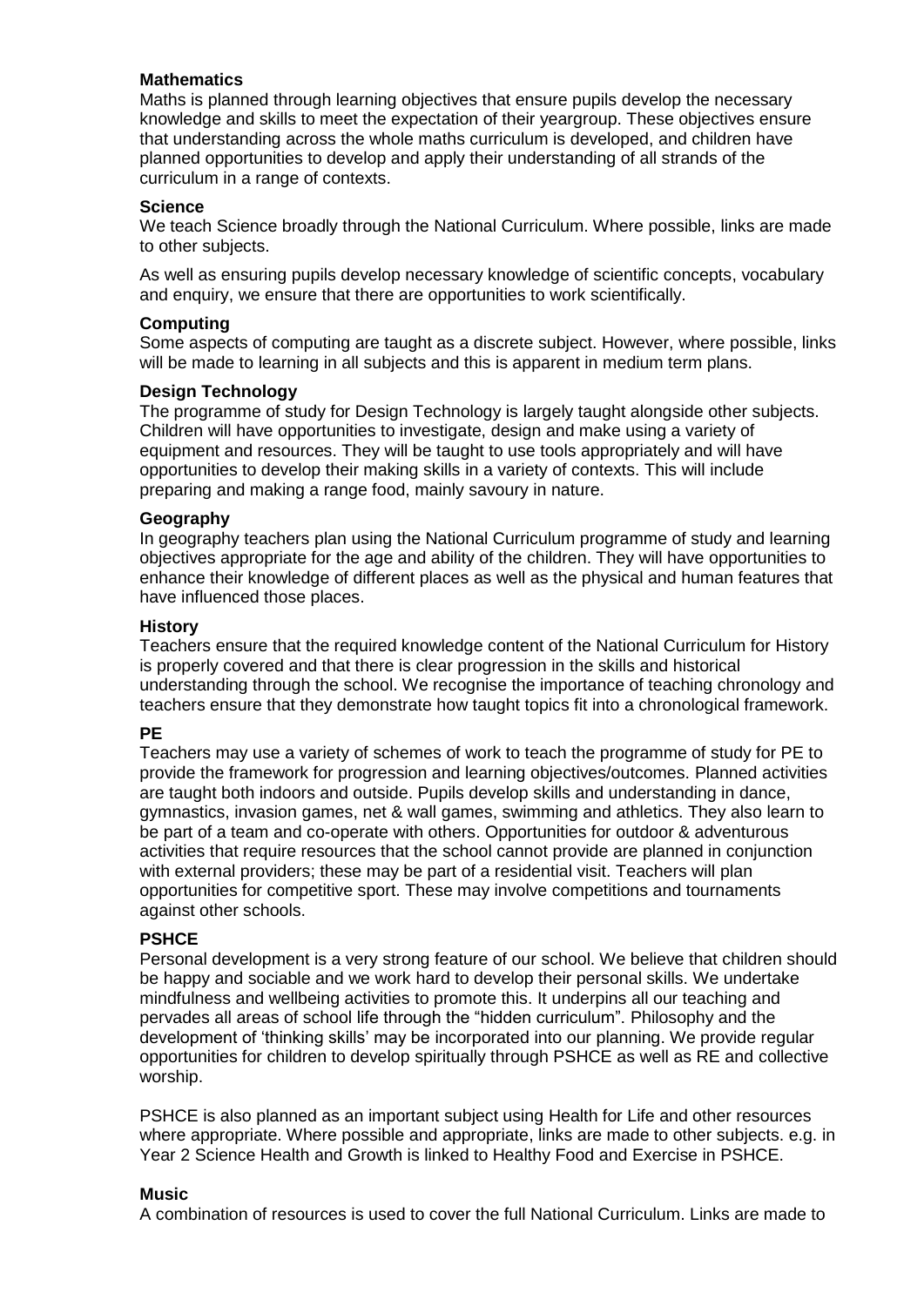**Mathematics**

Maths is planned through learning objectives that ensure pupils develop the necessary knowledge and skills to meet the expectation of their yeargroup. These objectives ensure that understanding across the whole maths curriculum is developed, and children have planned opportunities to develop and apply their understanding of all strands of the curriculum in a range of contexts.

**Science**

We teach Science broadly through the National Curriculum. Where possible, links are made to other subjects.

As well as ensuring pupils develop necessary knowledge of scientific concepts, vocabulary and enquiry, we ensure that there are opportunities to work scientifically.

**Computing**

Some aspects of computing are taught as a discrete subject. However, where possible, links will be made to learning in all subjects and this is apparent in medium term plans.

**Design Technology**

The programme of study for Design Technology is largely taught alongside other subjects. Children will have opportunities to investigate, design and make using a variety of equipment and resources. They will be taught to use tools appropriately and will have opportunities to develop their making skills in a variety of contexts. This will include preparing and making a range food, mainly savoury in nature.

**Geography**

In geography teachers plan using the National Curriculum programme of study and learning objectives appropriate for the age and ability of the children. They will have opportunities to enhance their knowledge of different places as well as the physical and human features that have influenced those places.

**History**

Teachers ensure that the required knowledge content of the National Curriculum for History is properly covered and that there is clear progression in the skills and historical understanding through the school. We recognise the importance of teaching chronology and teachers ensure that they demonstrate how taught topics fit into a chronological framework.

**PE**

Teachers may use a variety of schemes of work to teach the programme of study for PE to provide the framework for progression and learning objectives/outcomes. Planned activities are taught both indoors and outside. Pupils develop skills and understanding in dance, gymnastics, invasion games, net & wall games, swimming and athletics. They also learn to be part of a team and co-operate with others. Opportunities for outdoor & adventurous activities that require resources that the school cannot provide are planned in conjunction with external providers; these may be part of a residential visit. Teachers will plan opportunities for competitive sport. These may involve competitions and tournaments against other schools.

**PSHCE**

Personal development is a very strong feature of our school. We believe that children should be happy and sociable and we work hard to develop their personal skills. We undertake mindfulness and wellbeing activities to promote this. It underpins all our teaching and pervades all areas of school life through the "hidden curriculum". Philosophy and the development of 'thinking skills' may be incorporated into our planning. We provide regular opportunities for children to develop spiritually through PSHCE as well as RE and collective worship.

PSHCE is also planned as an important subject using Health for Life and other resources where appropriate. Where possible and appropriate, links are made to other subjects. e.g. in Year 2 Science Health and Growth is linked to Healthy Food and Exercise in PSHCE.

**Music**

A combination of resources is used to cover the full National Curriculum. Links are made to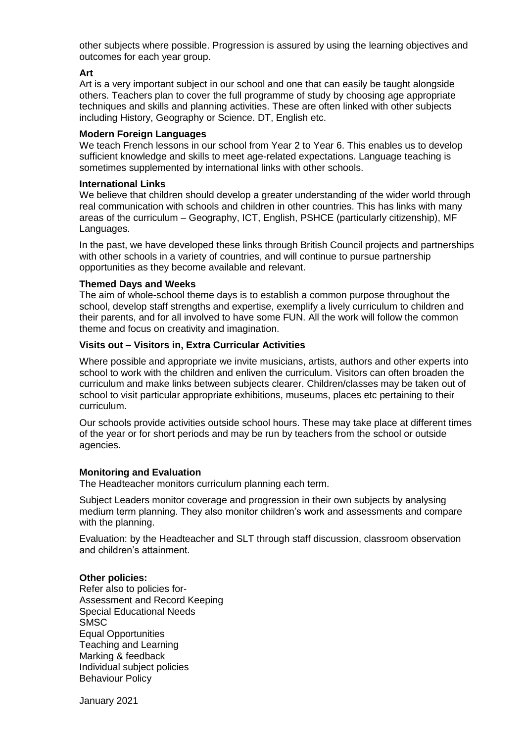other subjects where possible. Progression is assured by using the learning objectives and outcomes for each year group.

**Art**

Art is a very important subject in our school and one that can easily be taught alongside others. Teachers plan to cover the full programme of study by choosing age appropriate techniques and skills and planning activities. These are often linked with other subjects including History, Geography or Science. DT, English etc.

**Modern Foreign Languages**

We teach French lessons in our school from Year 2 to Year 6. This enables us to develop sufficient knowledge and skills to meet age-related expectations. Language teaching is sometimes supplemented by international links with other schools.

**International Links**

We believe that children should develop a greater understanding of the wider world through real communication with schools and children in other countries. This has links with many areas of the curriculum – Geography, ICT, English, PSHCE (particularly citizenship), MF Languages.

In the past, we have developed these links through British Council projects and partnerships with other schools in a variety of countries, and will continue to pursue partnership opportunities as they become available and relevant.

**Themed Days and Weeks**

The aim of whole-school theme days is to establish a common purpose throughout the school, develop staff strengths and expertise, exemplify a lively curriculum to children and their parents, and for all involved to have some FUN. All the work will follow the common theme and focus on creativity and imagination.

**Visits out – Visitors in, Extra Curricular Activities**

Where possible and appropriate we invite musicians, artists, authors and other experts into school to work with the children and enliven the curriculum. Visitors can often broaden the curriculum and make links between subjects clearer. Children/classes may be taken out of school to visit particular appropriate exhibitions, museums, places etc pertaining to their curriculum.

Our schools provide activities outside school hours. These may take place at different times of the year or for short periods and may be run by teachers from the school or outside agencies.

**Monitoring and Evaluation**

The Headteacher monitors curriculum planning each term.

Subject Leaders monitor coverage and progression in their own subjects by analysing medium term planning. They also monitor children's work and assessments and compare with the planning.

Evaluation: by the Headteacher and SLT through staff discussion, classroom observation and children's attainment.

**Other policies:**

Refer also to policies for-
Assessment and Record Keeping
Special Educational Needs
SMSC
Equal Opportunities
Teaching and Learning
Marking & feedback
Individual subject policies
Behaviour Policy

January 2021